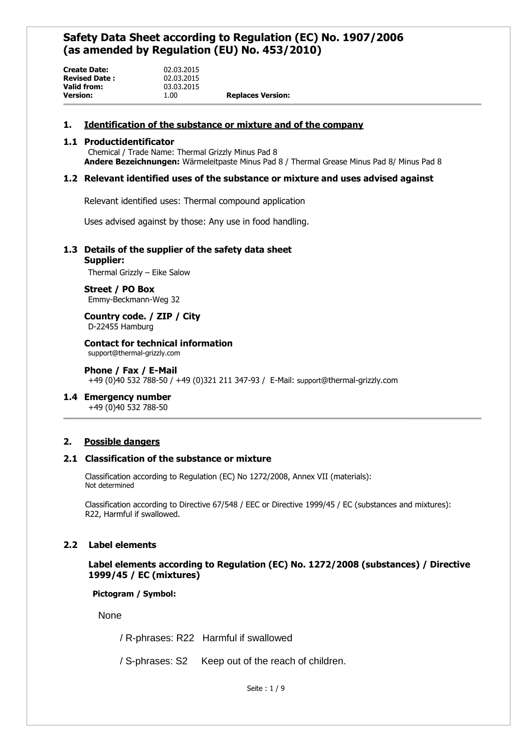# Safety Data Sheet according to Regulation (EC) No. 1907/2006 (as amended by Regulation (EU) No. 453/2010)

**Create Date:** 02.03.2015
**Revised Date :** 02.03.2015
**Valid from:** 03.03.2015
**Version:** 1.00 **Replaces Version:**

## 1. Identification of the substance or mixture and of the company

### 1.1 Productidentificator

Chemical / Trade Name: Thermal Grizzly Minus Pad 8
**Andere Bezeichnungen:** Wärmeleitpaste Minus Pad 8 / Thermal Grease Minus Pad 8/ Minus Pad 8

### 1.2 Relevant identified uses of the substance or mixture and uses advised against

Relevant identified uses: Thermal compound application

Uses advised against by those: Any use in food handling.

### 1.3 Details of the supplier of the safety data sheet

**Supplier:**
Thermal Grizzly – Eike Salow

**Street / PO Box**
Emmy-Beckmann-Weg 32

**Country code. / ZIP / City**
D-22455 Hamburg

**Contact for technical information**
support@thermal-grizzly.com

**Phone / Fax / E-Mail**
+49 (0)40 532 788-50 / +49 (0)321 211 347-93 / E-Mail: support@thermal-grizzly.com

### 1.4 Emergency number

+49 (0)40 532 788-50

## 2. Possible dangers

### 2.1 Classification of the substance or mixture

Classification according to Regulation (EC) No 1272/2008, Annex VII (materials):
Not determined

Classification according to Directive 67/548 / EEC or Directive 1999/45 / EC (substances and mixtures):
R22, Harmful if swallowed.

### 2.2 Label elements

**Label elements according to Regulation (EC) No. 1272/2008 (substances) / Directive 1999/45 / EC (mixtures)**

**Pictogram / Symbol:**

None

/ R-phrases: R22 Harmful if swallowed

/ S-phrases: S2 Keep out of the reach of children.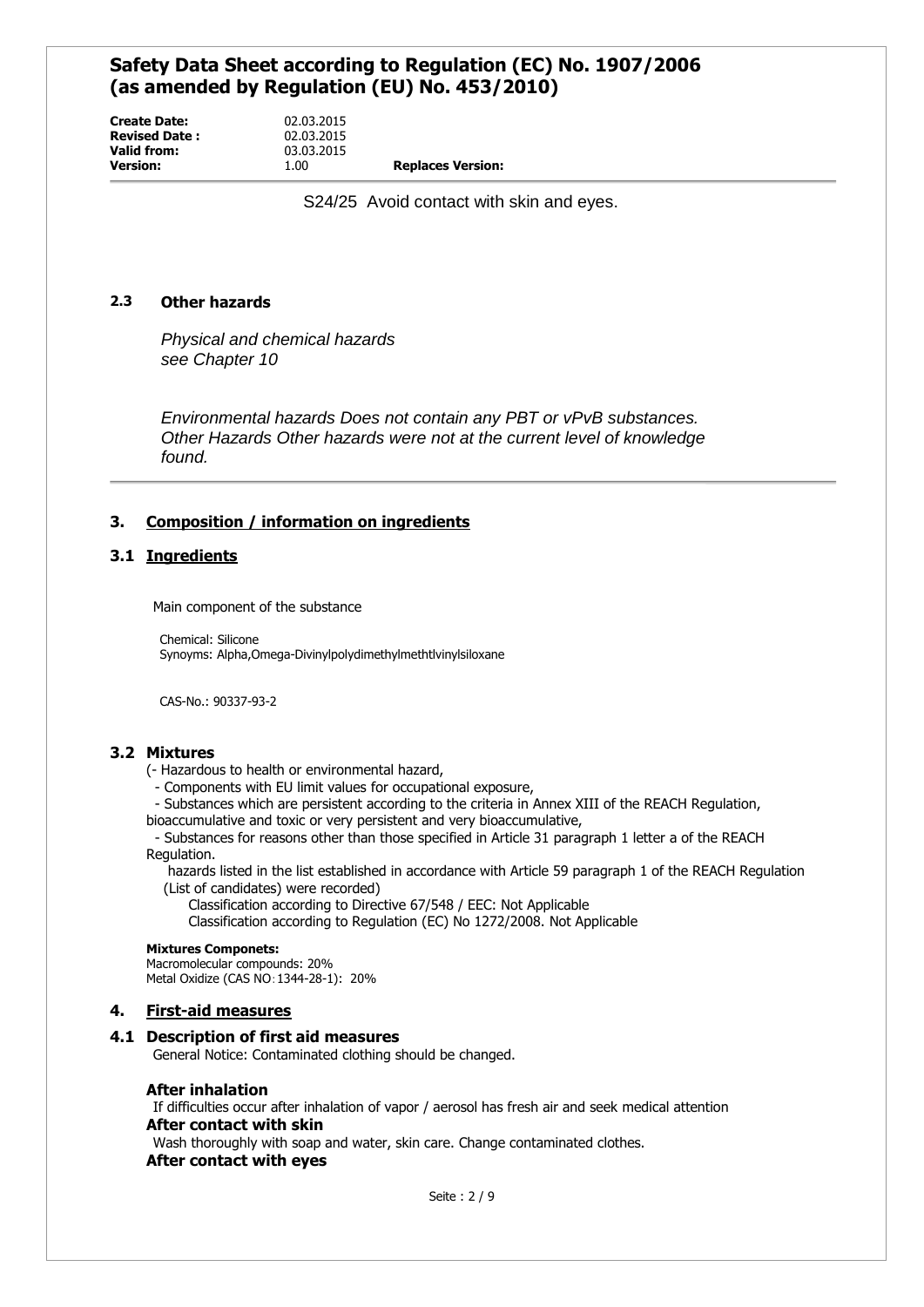S24/25 Avoid contact with skin and eyes.

### 2.3 Other hazards

*Physical and chemical hazards*
*see Chapter 10*

*Environmental hazards Does not contain any PBT or vPvB substances.*
*Other Hazards Other hazards were not at the current level of knowledge found.*

## 3. Composition / information on ingredients

### 3.1 Ingredients

Main component of the substance

Chemical: Silicone
Synoyms: Alpha,Omega-Divinylpolydimethylmethtlvinylsiloxane

CAS-No.: 90337-93-2

### 3.2 Mixtures

(- Hazardous to health or environmental hazard,
- Components with EU limit values for occupational exposure,
- Substances which are persistent according to the criteria in Annex XIII of the REACH Regulation, bioaccumulative and toxic or very persistent and very bioaccumulative,
- Substances for reasons other than those specified in Article 31 paragraph 1 letter a of the REACH Regulation.

hazards listed in the list established in accordance with Article 59 paragraph 1 of the REACH Regulation (List of candidates) were recorded)

Classification according to Directive 67/548 / EEC: Not Applicable
Classification according to Regulation (EC) No 1272/2008. Not Applicable

**Mixtures Componets:**
Macromolecular compounds: 20%
Metal Oxidize (CAS NO：1344-28-1): 20%

## 4. First-aid measures

### 4.1 Description of first aid measures

General Notice: Contaminated clothing should be changed.

**After inhalation**
If difficulties occur after inhalation of vapor / aerosol has fresh air and seek medical attention

**After contact with skin**
Wash thoroughly with soap and water, skin care. Change contaminated clothes.

**After contact with eyes**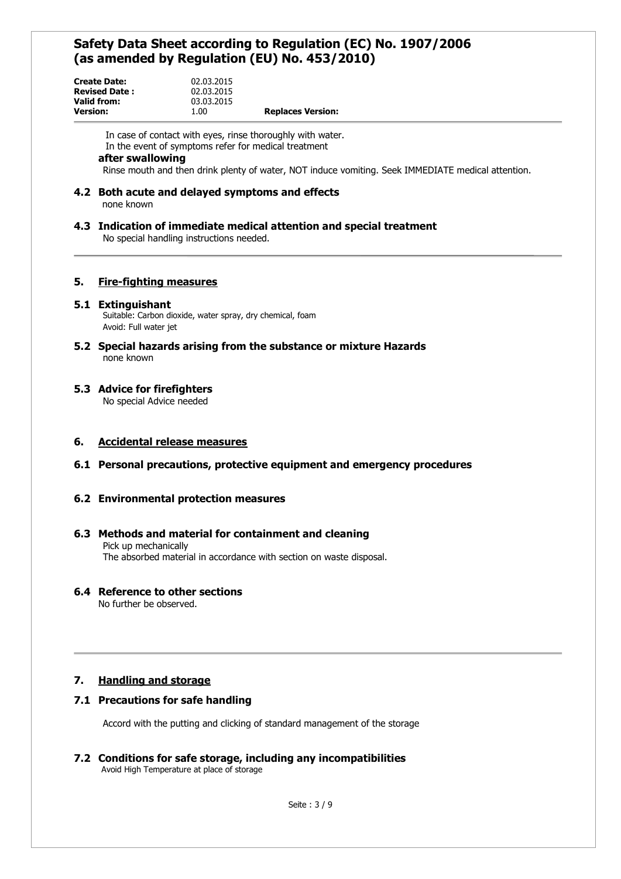In case of contact with eyes, rinse thoroughly with water.
In the event of symptoms refer for medical treatment

**after swallowing**

Rinse mouth and then drink plenty of water, NOT induce vomiting. Seek IMMEDIATE medical attention.

### 4.2 Both acute and delayed symptoms and effects

none known

### 4.3 Indication of immediate medical attention and special treatment

No special handling instructions needed.

## 5. Fire-fighting measures

### 5.1 Extinguishant

Suitable: Carbon dioxide, water spray, dry chemical, foam
Avoid: Full water jet

### 5.2 Special hazards arising from the substance or mixture Hazards

none known

### 5.3 Advice for firefighters

No special Advice needed

## 6. Accidental release measures

### 6.1 Personal precautions, protective equipment and emergency procedures

### 6.2 Environmental protection measures

### 6.3 Methods and material for containment and cleaning

Pick up mechanically
The absorbed material in accordance with section on waste disposal.

### 6.4 Reference to other sections

No further be observed.

## 7. Handling and storage

### 7.1 Precautions for safe handling

Accord with the putting and clicking of standard management of the storage

### 7.2 Conditions for safe storage, including any incompatibilities

Avoid High Temperature at place of storage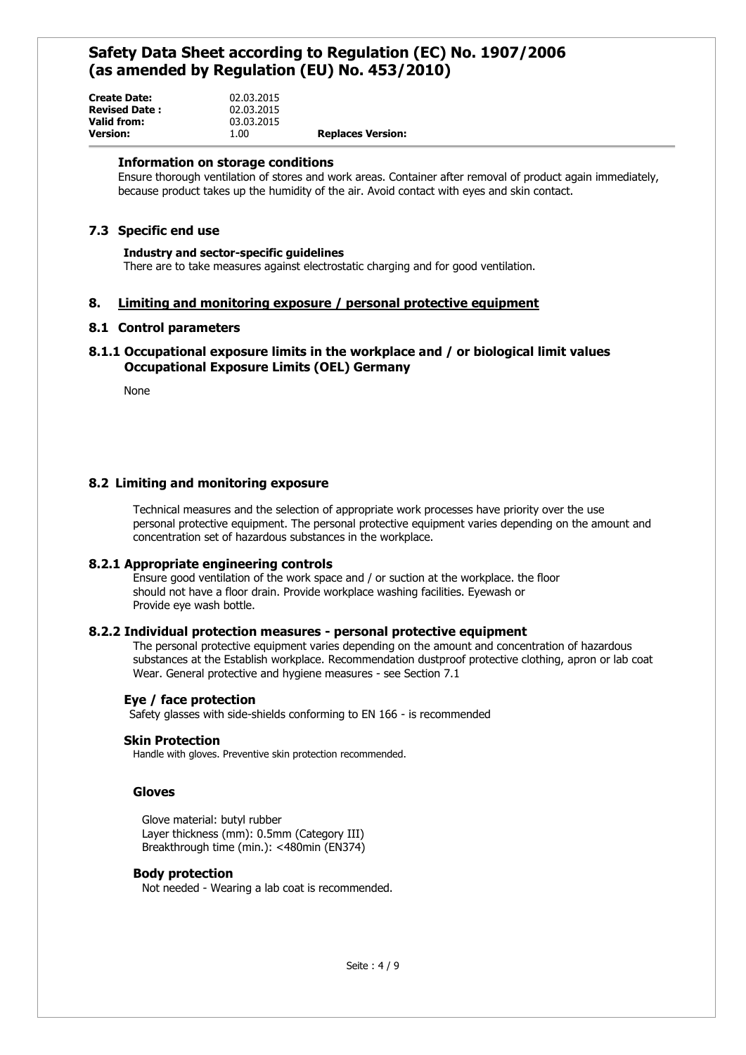#### Information on storage conditions

Ensure thorough ventilation of stores and work areas. Container after removal of product again immediately, because product takes up the humidity of the air. Avoid contact with eyes and skin contact.

## 7.3 Specific end use

#### Industry and sector-specific guidelines

There are to take measures against electrostatic charging and for good ventilation.

## 8. Limiting and monitoring exposure / personal protective equipment

## 8.1 Control parameters

### 8.1.1 Occupational exposure limits in the workplace and / or biological limit values Occupational Exposure Limits (OEL) Germany

None

## 8.2 Limiting and monitoring exposure

Technical measures and the selection of appropriate work processes have priority over the use personal protective equipment. The personal protective equipment varies depending on the amount and concentration set of hazardous substances in the workplace.

### 8.2.1 Appropriate engineering controls

Ensure good ventilation of the work space and / or suction at the workplace. the floor should not have a floor drain. Provide workplace washing facilities. Eyewash or Provide eye wash bottle.

### 8.2.2 Individual protection measures - personal protective equipment

The personal protective equipment varies depending on the amount and concentration of hazardous substances at the Establish workplace. Recommendation dustproof protective clothing, apron or lab coat Wear. General protective and hygiene measures - see Section 7.1

#### Eye / face protection

Safety glasses with side-shields conforming to EN 166 - is recommended

#### Skin Protection

Handle with gloves. Preventive skin protection recommended.

#### Gloves

Glove material: butyl rubber
Layer thickness (mm): 0.5mm (Category III)
Breakthrough time (min.): <480min (EN374)

#### Body protection

Not needed - Wearing a lab coat is recommended.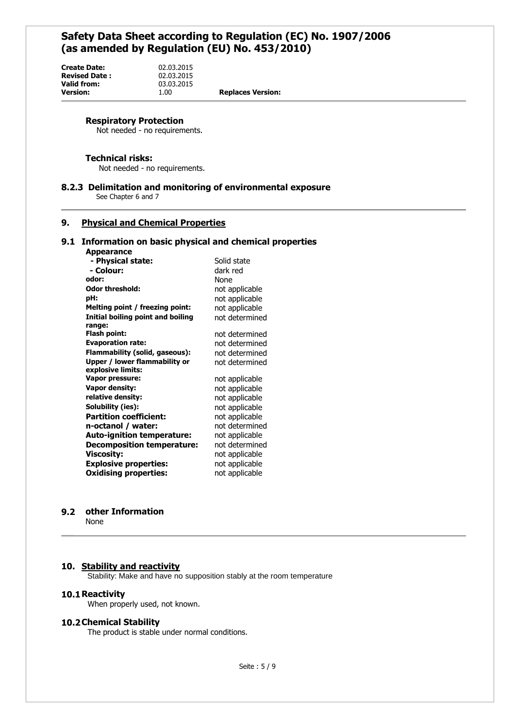**Respiratory Protection**
Not needed - no requirements.

**Technical risks:**
Not needed - no requirements.

### 8.2.3 Delimitation and monitoring of environmental exposure

See Chapter 6 and 7

## 9. Physical and Chemical Properties

### 9.1 Information on basic physical and chemical properties

| **Appearance** | |
|---|---|
| **- Physical state:** | Solid state |
| **- Colour:** | dark red |
| **odor:** | None |
| **Odor threshold:** | not applicable |
| **pH:** | not applicable |
| **Melting point / freezing point:** | not applicable |
| **Initial boiling point and boiling range:** | not determined |
| **Flash point:** | not determined |
| **Evaporation rate:** | not determined |
| **Flammability (solid, gaseous):** | not determined |
| **Upper / lower flammability or explosive limits:** | not determined |
| **Vapor pressure:** | not applicable |
| **Vapor density:** | not applicable |
| **relative density:** | not applicable |
| **Solubility (ies):** | not applicable |
| **Partition coefficient:** | not applicable |
| **n-octanol / water:** | not determined |
| **Auto-ignition temperature:** | not applicable |
| **Decomposition temperature:** | not determined |
| **Viscosity:** | not applicable |
| **Explosive properties:** | not applicable |
| **Oxidising properties:** | not applicable |

### 9.2 other Information

None

## 10. Stability and reactivity

Stability: Make and have no supposition stably at the room temperature

### 10.1 Reactivity

When properly used, not known.

### 10.2 Chemical Stability

The product is stable under normal conditions.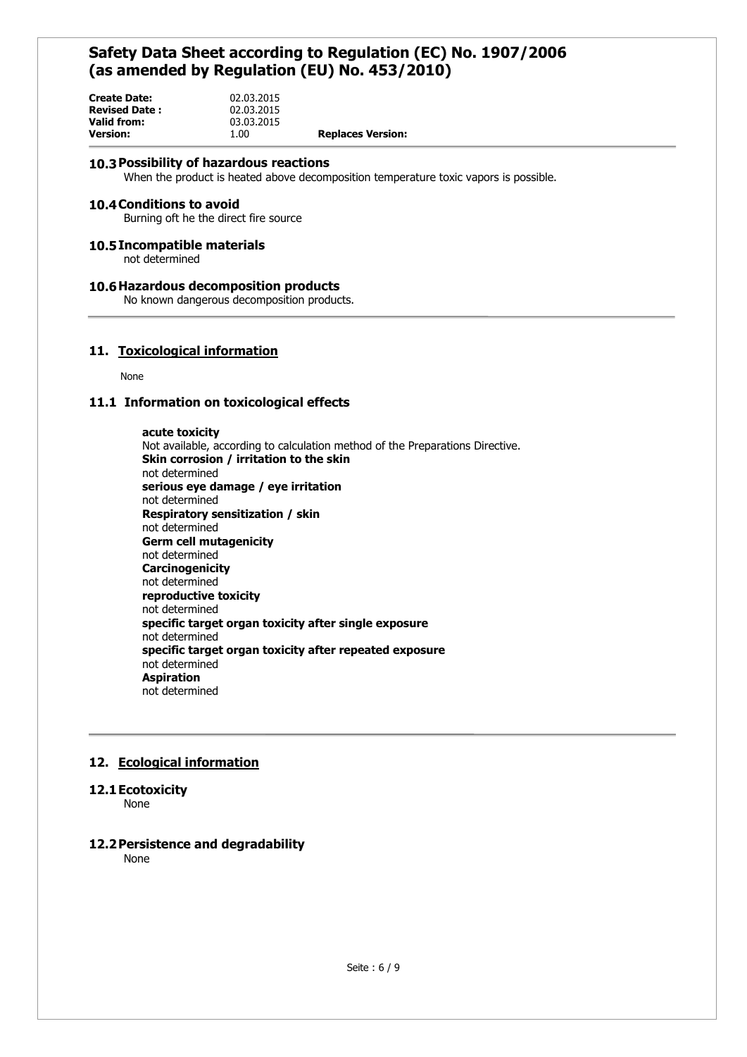### 10.3 Possibility of hazardous reactions

When the product is heated above decomposition temperature toxic vapors is possible.

### 10.4 Conditions to avoid

Burning oft he the direct fire source

### 10.5 Incompatible materials

not determined

### 10.6 Hazardous decomposition products

No known dangerous decomposition products.

## 11. Toxicological information

None

### 11.1 Information on toxicological effects

**acute toxicity**
Not available, according to calculation method of the Preparations Directive.
**Skin corrosion / irritation to the skin**
not determined
**serious eye damage / eye irritation**
not determined
**Respiratory sensitization / skin**
not determined
**Germ cell mutagenicity**
not determined
**Carcinogenicity**
not determined
**reproductive toxicity**
not determined
**specific target organ toxicity after single exposure**
not determined
**specific target organ toxicity after repeated exposure**
not determined
**Aspiration**
not determined

## 12. Ecological information

### 12.1 Ecotoxicity

None

### 12.2 Persistence and degradability

None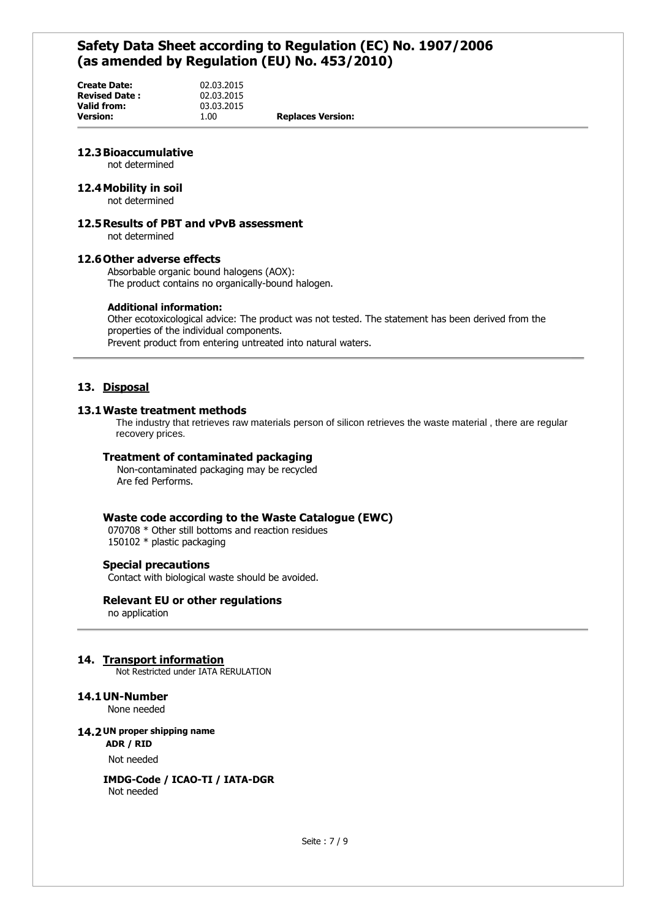## 12.3 Bioaccumulative

not determined

## 12.4 Mobility in soil

not determined

## 12.5 Results of PBT and vPvB assessment

not determined

## 12.6 Other adverse effects

Absorbable organic bound halogens (AOX):
The product contains no organically-bound halogen.

**Additional information:**

Other ecotoxicological advice: The product was not tested. The statement has been derived from the properties of the individual components.
Prevent product from entering untreated into natural waters.

# 13. Disposal

## 13.1 Waste treatment methods

The industry that retrieves raw materials person of silicon retrieves the waste material , there are regular recovery prices.

### Treatment of contaminated packaging

Non-contaminated packaging may be recycled
Are fed Performs.

### Waste code according to the Waste Catalogue (EWC)

070708 * Other still bottoms and reaction residues
150102 * plastic packaging

### Special precautions

Contact with biological waste should be avoided.

### Relevant EU or other regulations

no application

# 14. Transport information

Not Restricted under IATA RERULATION

## 14.1 UN-Number

None needed

## 14.2 UN proper shipping name

**ADR / RID**

Not needed

**IMDG-Code / ICAO-TI / IATA-DGR**

Not needed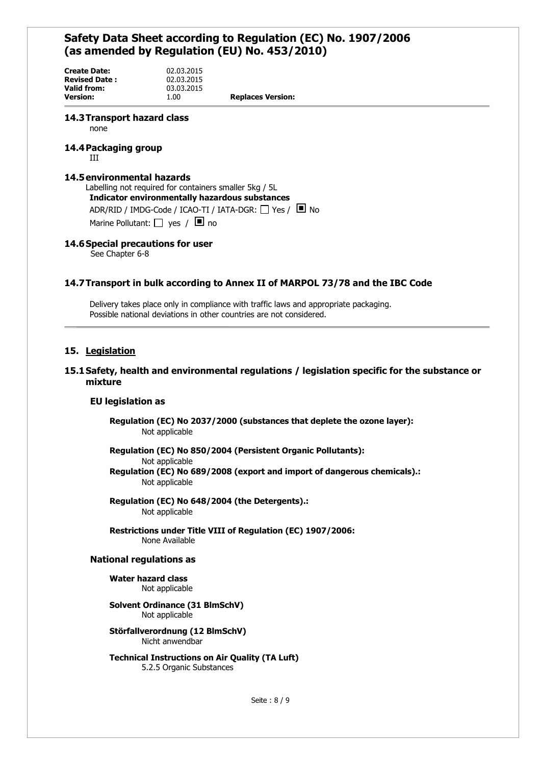## 14.3 Transport hazard class

none

## 14.4 Packaging group

III

## 14.5 environmental hazards

Labelling not required for containers smaller 5kg / 5L

**Indicator environmentally hazardous substances**

ADR/RID / IMDG-Code / ICAO-TI / IATA-DGR: ☐ Yes / ■ No

Marine Pollutant: ☐ yes / ■ no

## 14.6 Special precautions for user

See Chapter 6-8

## 14.7 Transport in bulk according to Annex II of MARPOL 73/78 and the IBC Code

Delivery takes place only in compliance with traffic laws and appropriate packaging.
Possible national deviations in other countries are not considered.

# 15. Legislation

## 15.1 Safety, health and environmental regulations / legislation specific for the substance or mixture

### EU legislation as

**Regulation (EC) No 2037/2000 (substances that deplete the ozone layer):**
Not applicable

**Regulation (EC) No 850/2004 (Persistent Organic Pollutants):**
Not applicable

**Regulation (EC) No 689/2008 (export and import of dangerous chemicals).:**
Not applicable

**Regulation (EC) No 648/2004 (the Detergents).:**
Not applicable

**Restrictions under Title VIII of Regulation (EC) 1907/2006:**
None Available

### National regulations as

**Water hazard class**
Not applicable

**Solvent Ordinance (31 BlmSchV)**
Not applicable

**Störfallverordnung (12 BlmSchV)**
Nicht anwendbar

**Technical Instructions on Air Quality (TA Luft)**
5.2.5 Organic Substances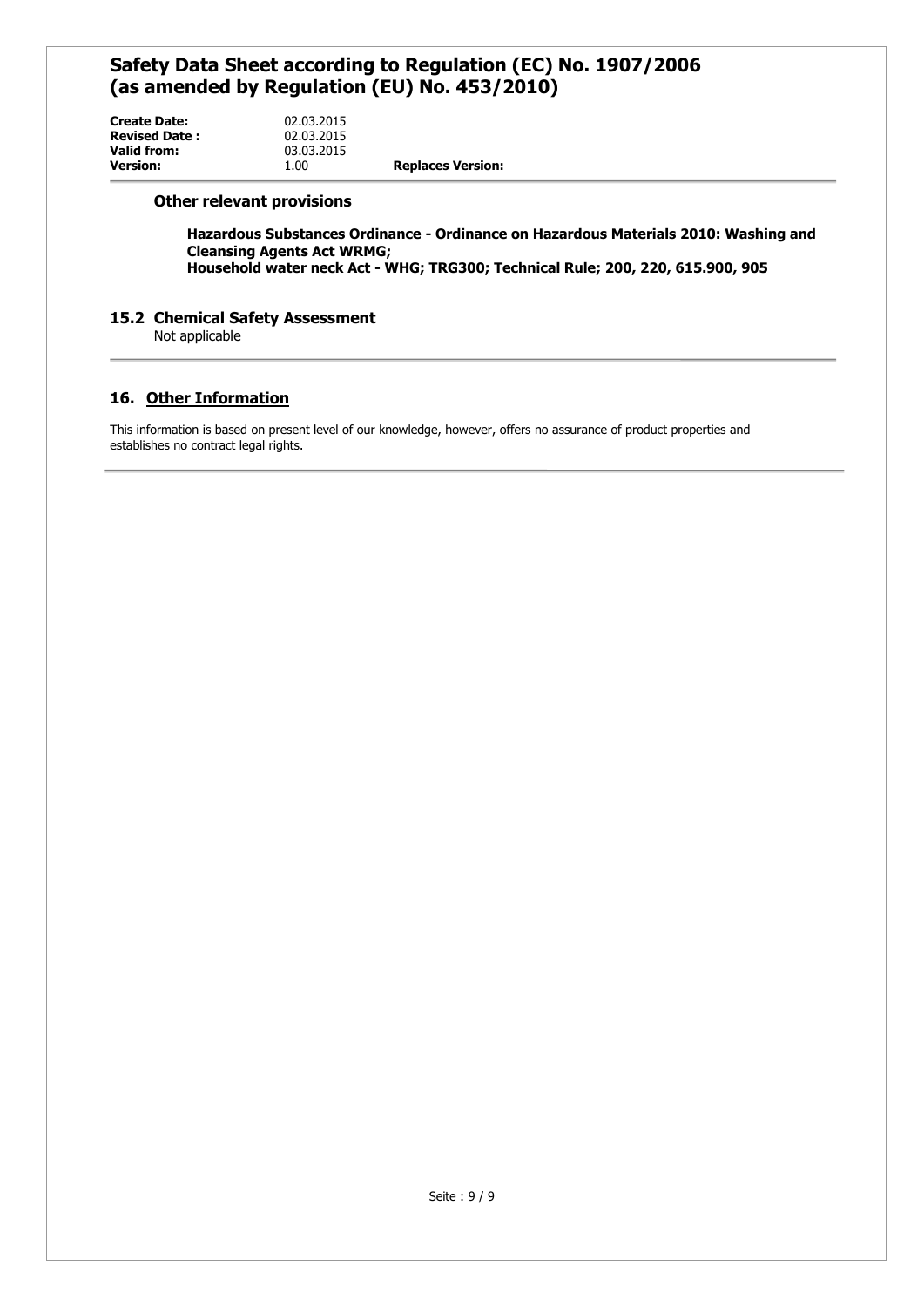**Other relevant provisions**

**Hazardous Substances Ordinance - Ordinance on Hazardous Materials 2010: Washing and Cleansing Agents Act WRMG;**
**Household water neck Act - WHG; TRG300; Technical Rule; 200, 220, 615.900, 905**

## 15.2 Chemical Safety Assessment

Not applicable

## 16. Other Information

This information is based on present level of our knowledge, however, offers no assurance of product properties and establishes no contract legal rights.